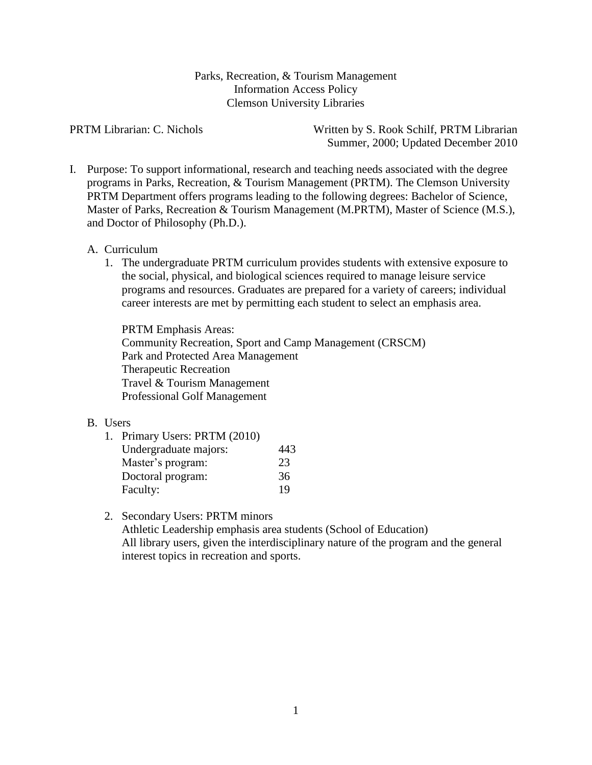# Parks, Recreation, & Tourism Management
## Information Access Policy
## Clemson University Libraries

PRTM Librarian: C. Nichols

Written by S. Rook Schilf, PRTM Librarian
Summer, 2000; Updated December 2010

I. Purpose: To support informational, research and teaching needs associated with the degree programs in Parks, Recreation, & Tourism Management (PRTM). The Clemson University PRTM Department offers programs leading to the following degrees: Bachelor of Science, Master of Parks, Recreation & Tourism Management (M.PRTM), Master of Science (M.S.), and Doctor of Philosophy (Ph.D.).

   A. Curriculum

      1. The undergraduate PRTM curriculum provides students with extensive exposure to the social, physical, and biological sciences required to manage leisure service programs and resources. Graduates are prepared for a variety of careers; individual career interests are met by permitting each student to select an emphasis area.

         PRTM Emphasis Areas:
         Community Recreation, Sport and Camp Management (CRSCM)
         Park and Protected Area Management
         Therapeutic Recreation
         Travel & Tourism Management
         Professional Golf Management

   B. Users

      1. Primary Users: PRTM (2010)

| | |
|---|---|
| Undergraduate majors: | 443 |
| Master's program: | 23 |
| Doctoral program: | 36 |
| Faculty: | 19 |

      2. Secondary Users: PRTM minors
         Athletic Leadership emphasis area students (School of Education)
         All library users, given the interdisciplinary nature of the program and the general interest topics in recreation and sports.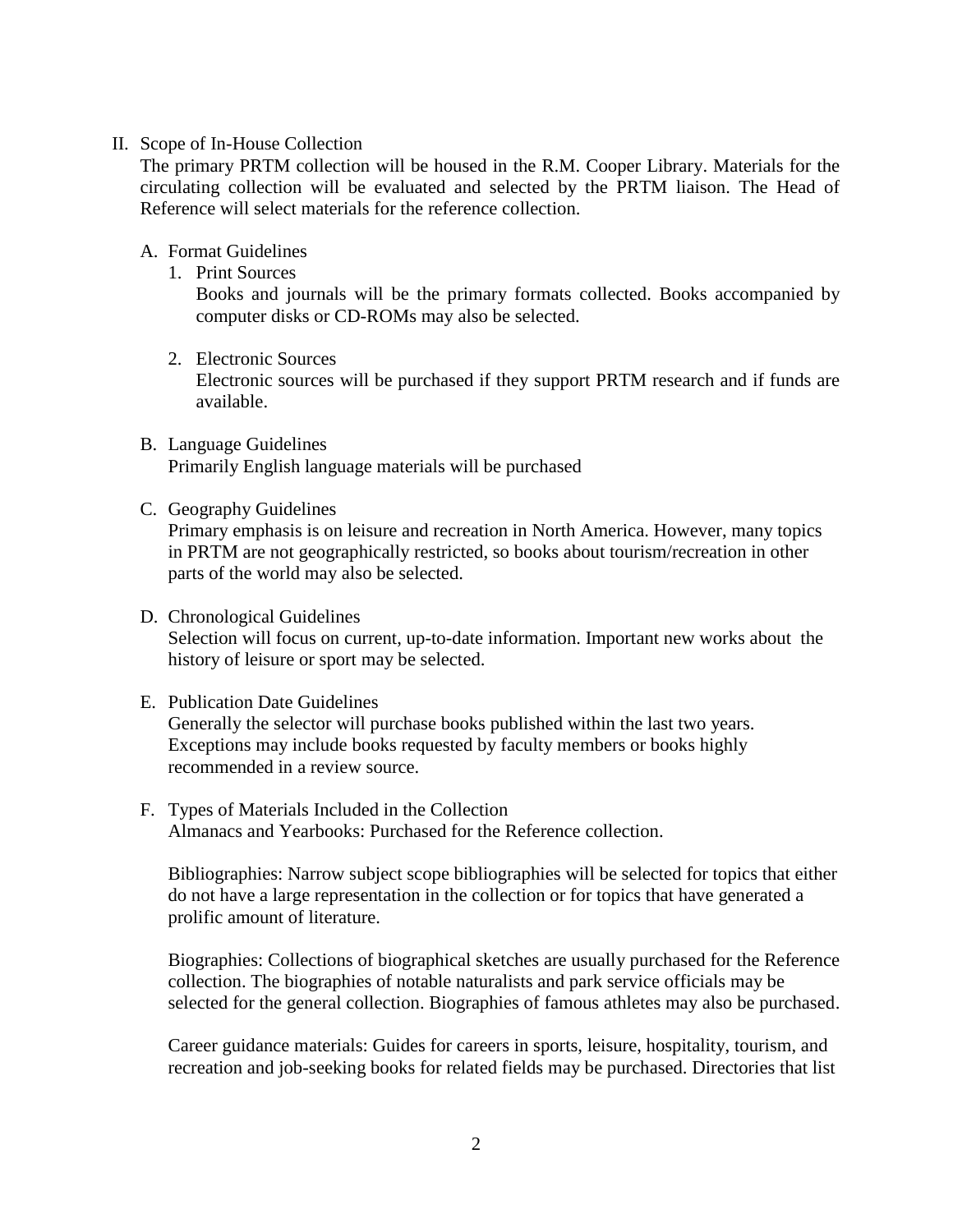## II. Scope of In-House Collection

The primary PRTM collection will be housed in the R.M. Cooper Library. Materials for the circulating collection will be evaluated and selected by the PRTM liaison. The Head of Reference will select materials for the reference collection.

### A. Format Guidelines

1. Print Sources

   Books and journals will be the primary formats collected. Books accompanied by computer disks or CD-ROMs may also be selected.

2. Electronic Sources

   Electronic sources will be purchased if they support PRTM research and if funds are available.

### B. Language Guidelines

Primarily English language materials will be purchased

### C. Geography Guidelines

Primary emphasis is on leisure and recreation in North America. However, many topics in PRTM are not geographically restricted, so books about tourism/recreation in other parts of the world may also be selected.

### D. Chronological Guidelines

Selection will focus on current, up-to-date information. Important new works about the history of leisure or sport may be selected.

### E. Publication Date Guidelines

Generally the selector will purchase books published within the last two years. Exceptions may include books requested by faculty members or books highly recommended in a review source.

### F. Types of Materials Included in the Collection

Almanacs and Yearbooks: Purchased for the Reference collection.

Bibliographies: Narrow subject scope bibliographies will be selected for topics that either do not have a large representation in the collection or for topics that have generated a prolific amount of literature.

Biographies: Collections of biographical sketches are usually purchased for the Reference collection. The biographies of notable naturalists and park service officials may be selected for the general collection. Biographies of famous athletes may also be purchased.

Career guidance materials: Guides for careers in sports, leisure, hospitality, tourism, and recreation and job-seeking books for related fields may be purchased. Directories that list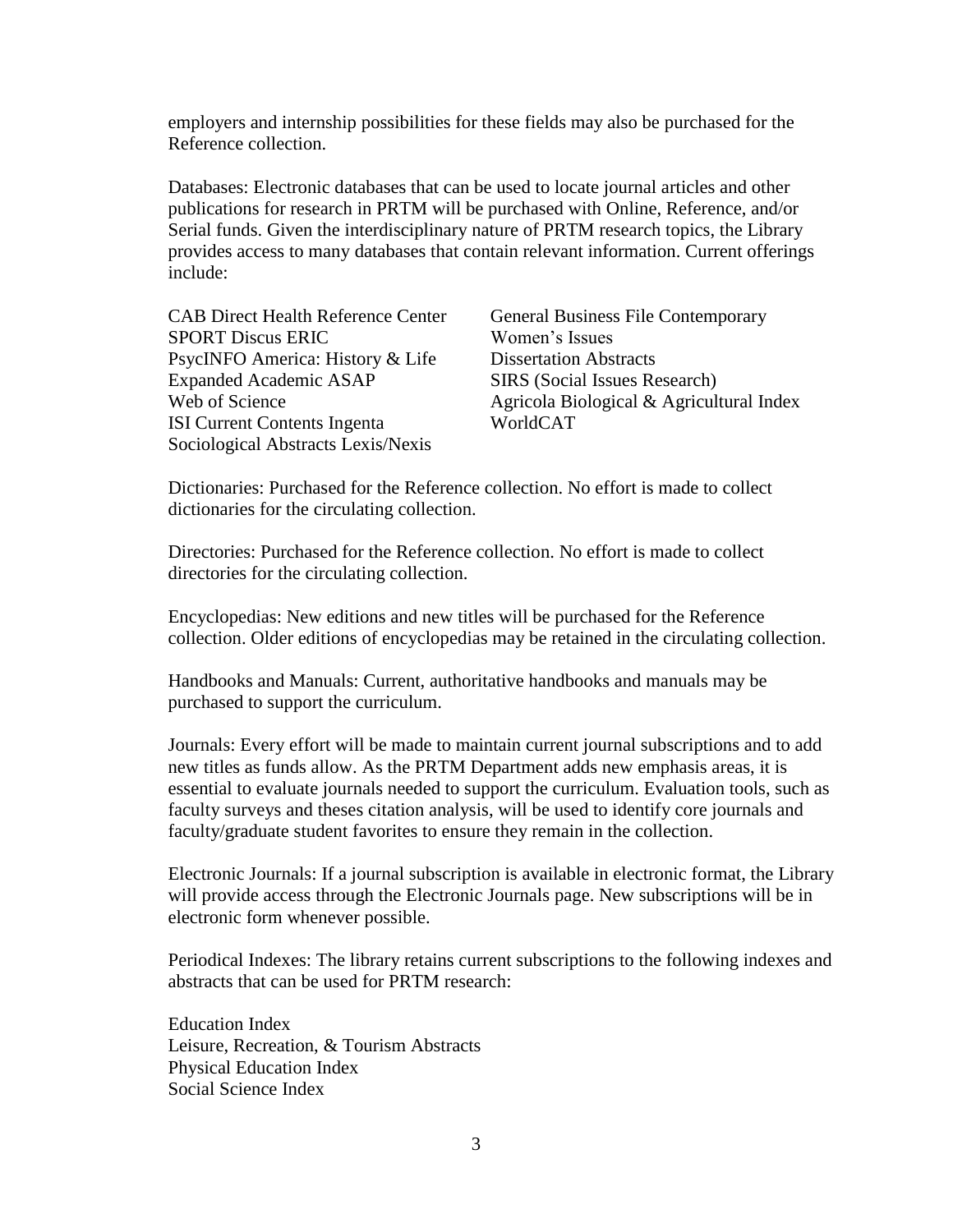employers and internship possibilities for these fields may also be purchased for the Reference collection.

Databases: Electronic databases that can be used to locate journal articles and other publications for research in PRTM will be purchased with Online, Reference, and/or Serial funds. Given the interdisciplinary nature of PRTM research topics, the Library provides access to many databases that contain relevant information. Current offerings include:

CAB Direct Health Reference Center
SPORT Discus ERIC
PsycINFO America: History & Life
Expanded Academic ASAP
Web of Science
ISI Current Contents Ingenta
Sociological Abstracts Lexis/Nexis
General Business File Contemporary
Women's Issues
Dissertation Abstracts
SIRS (Social Issues Research)
Agricola Biological & Agricultural Index
WorldCAT

Dictionaries: Purchased for the Reference collection. No effort is made to collect dictionaries for the circulating collection.

Directories: Purchased for the Reference collection. No effort is made to collect directories for the circulating collection.

Encyclopedias: New editions and new titles will be purchased for the Reference collection. Older editions of encyclopedias may be retained in the circulating collection.

Handbooks and Manuals: Current, authoritative handbooks and manuals may be purchased to support the curriculum.

Journals: Every effort will be made to maintain current journal subscriptions and to add new titles as funds allow. As the PRTM Department adds new emphasis areas, it is essential to evaluate journals needed to support the curriculum. Evaluation tools, such as faculty surveys and theses citation analysis, will be used to identify core journals and faculty/graduate student favorites to ensure they remain in the collection.

Electronic Journals: If a journal subscription is available in electronic format, the Library will provide access through the Electronic Journals page. New subscriptions will be in electronic form whenever possible.

Periodical Indexes: The library retains current subscriptions to the following indexes and abstracts that can be used for PRTM research:

Education Index
Leisure, Recreation, & Tourism Abstracts
Physical Education Index
Social Science Index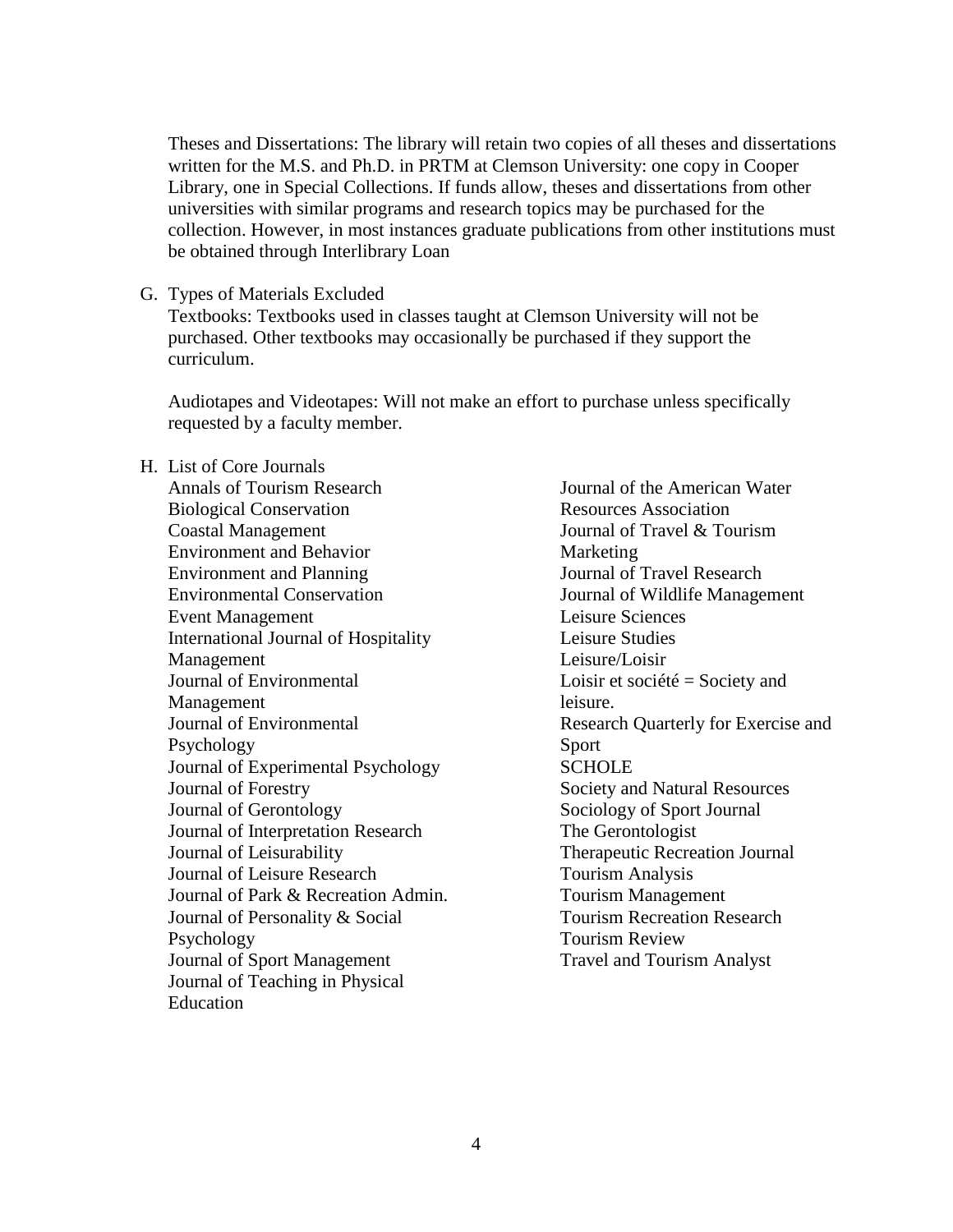Theses and Dissertations: The library will retain two copies of all theses and dissertations written for the M.S. and Ph.D. in PRTM at Clemson University: one copy in Cooper Library, one in Special Collections. If funds allow, theses and dissertations from other universities with similar programs and research topics may be purchased for the collection. However, in most instances graduate publications from other institutions must be obtained through Interlibrary Loan

G. Types of Materials Excluded

Textbooks: Textbooks used in classes taught at Clemson University will not be purchased. Other textbooks may occasionally be purchased if they support the curriculum.

Audiotapes and Videotapes: Will not make an effort to purchase unless specifically requested by a faculty member.

H. List of Core Journals

Annals of Tourism Research
Biological Conservation
Coastal Management
Environment and Behavior
Environment and Planning
Environmental Conservation
Event Management
International Journal of Hospitality Management
Journal of Environmental Management
Journal of Environmental Psychology
Journal of Experimental Psychology
Journal of Forestry
Journal of Gerontology
Journal of Interpretation Research
Journal of Leisurability
Journal of Leisure Research
Journal of Park & Recreation Admin.
Journal of Personality & Social Psychology
Journal of Sport Management
Journal of Teaching in Physical Education
Journal of the American Water Resources Association
Journal of Travel & Tourism Marketing
Journal of Travel Research
Journal of Wildlife Management
Leisure Sciences
Leisure Studies
Leisure/Loisir
Loisir et société = Society and leisure.
Research Quarterly for Exercise and Sport
SCHOLE
Society and Natural Resources
Sociology of Sport Journal
The Gerontologist
Therapeutic Recreation Journal
Tourism Analysis
Tourism Management
Tourism Recreation Research
Tourism Review
Travel and Tourism Analyst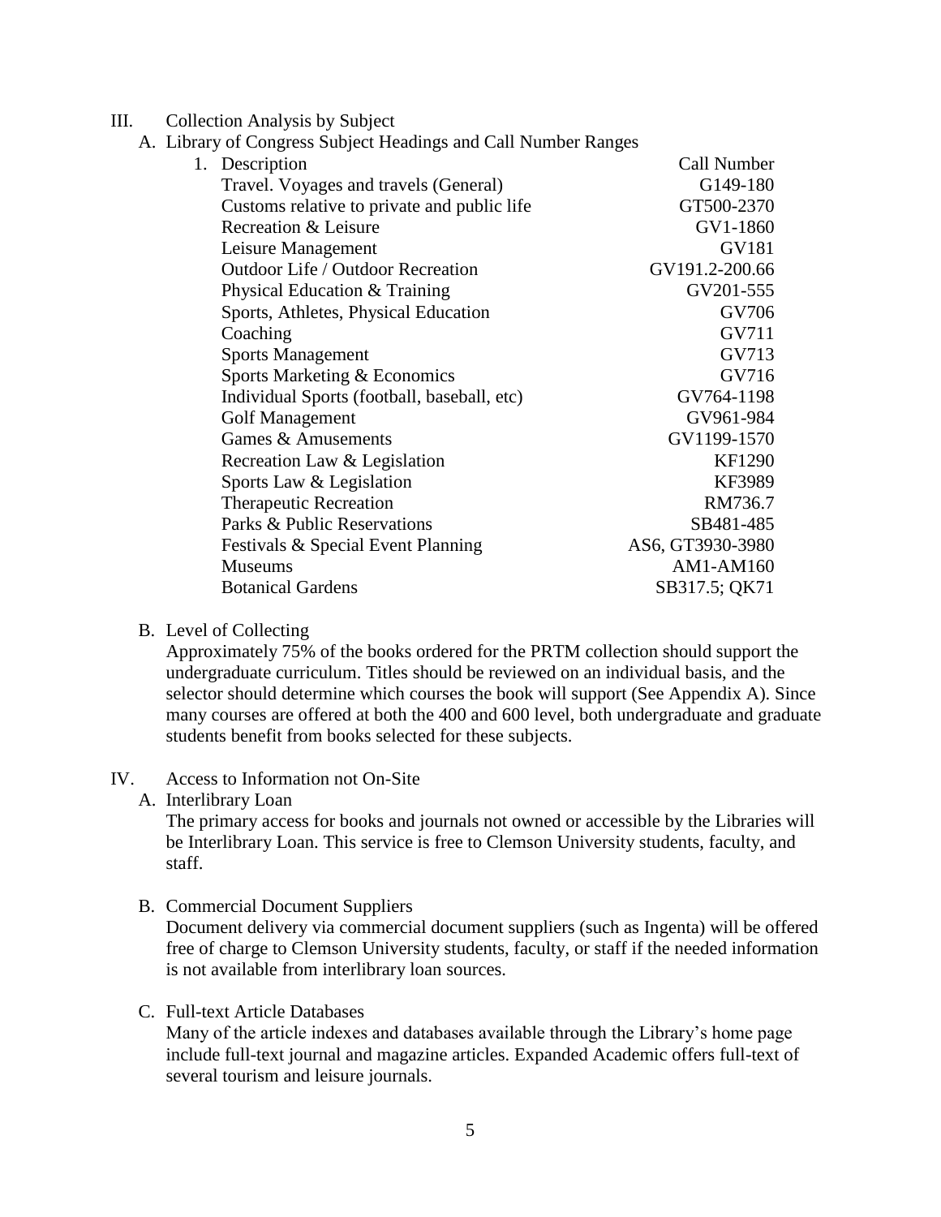## III. Collection Analysis by Subject

### A. Library of Congress Subject Headings and Call Number Ranges

1. Description

| Description | Call Number |
|---|---|
| Travel. Voyages and travels (General) | G149-180 |
| Customs relative to private and public life | GT500-2370 |
| Recreation & Leisure | GV1-1860 |
| Leisure Management | GV181 |
| Outdoor Life / Outdoor Recreation | GV191.2-200.66 |
| Physical Education & Training | GV201-555 |
| Sports, Athletes, Physical Education | GV706 |
| Coaching | GV711 |
| Sports Management | GV713 |
| Sports Marketing & Economics | GV716 |
| Individual Sports (football, baseball, etc) | GV764-1198 |
| Golf Management | GV961-984 |
| Games & Amusements | GV1199-1570 |
| Recreation Law & Legislation | KF1290 |
| Sports Law & Legislation | KF3989 |
| Therapeutic Recreation | RM736.7 |
| Parks & Public Reservations | SB481-485 |
| Festivals & Special Event Planning | AS6, GT3930-3980 |
| Museums | AM1-AM160 |
| Botanical Gardens | SB317.5; QK71 |

### B. Level of Collecting

Approximately 75% of the books ordered for the PRTM collection should support the undergraduate curriculum. Titles should be reviewed on an individual basis, and the selector should determine which courses the book will support (See Appendix A). Since many courses are offered at both the 400 and 600 level, both undergraduate and graduate students benefit from books selected for these subjects.

## IV. Access to Information not On-Site

### A. Interlibrary Loan

The primary access for books and journals not owned or accessible by the Libraries will be Interlibrary Loan. This service is free to Clemson University students, faculty, and staff.

### B. Commercial Document Suppliers

Document delivery via commercial document suppliers (such as Ingenta) will be offered free of charge to Clemson University students, faculty, or staff if the needed information is not available from interlibrary loan sources.

### C. Full-text Article Databases

Many of the article indexes and databases available through the Library's home page include full-text journal and magazine articles. Expanded Academic offers full-text of several tourism and leisure journals.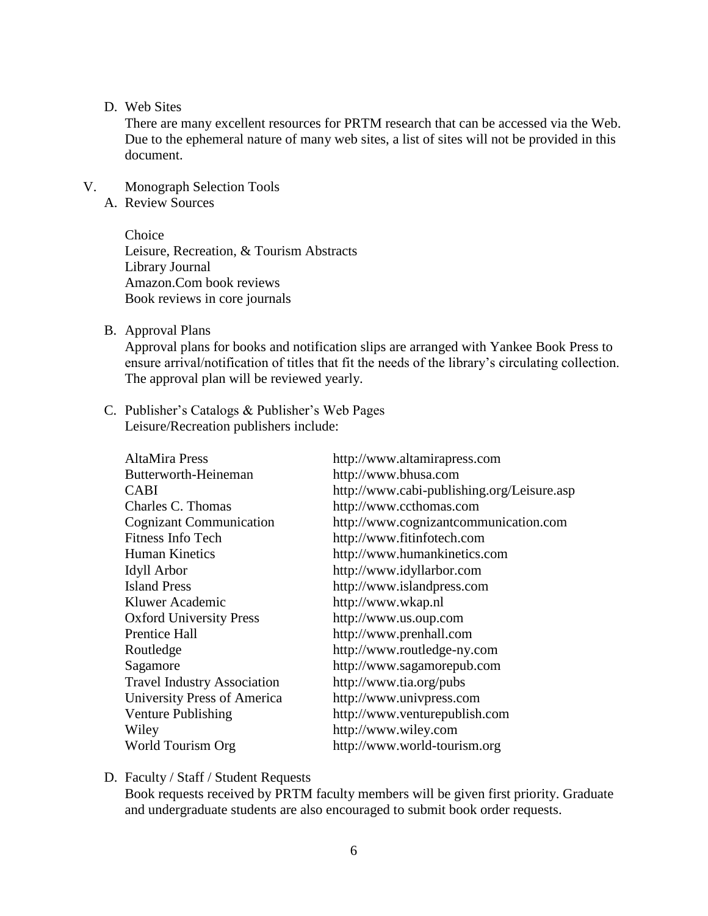D. Web Sites

There are many excellent resources for PRTM research that can be accessed via the Web. Due to the ephemeral nature of many web sites, a list of sites will not be provided in this document.

V. Monograph Selection Tools

A. Review Sources

Choice
Leisure, Recreation, & Tourism Abstracts
Library Journal
Amazon.Com book reviews
Book reviews in core journals

B. Approval Plans

Approval plans for books and notification slips are arranged with Yankee Book Press to ensure arrival/notification of titles that fit the needs of the library's circulating collection. The approval plan will be reviewed yearly.

C. Publisher's Catalogs & Publisher's Web Pages

Leisure/Recreation publishers include:

| | |
|---|---|
| AltaMira Press | http://www.altamirapress.com |
| Butterworth-Heineman | http://www.bhusa.com |
| CABI | http://www.cabi-publishing.org/Leisure.asp |
| Charles C. Thomas | http://www.ccthomas.com |
| Cognizant Communication | http://www.cognizantcommunication.com |
| Fitness Info Tech | http://www.fitinfotech.com |
| Human Kinetics | http://www.humankinetics.com |
| Idyll Arbor | http://www.idyllarbor.com |
| Island Press | http://www.islandpress.com |
| Kluwer Academic | http://www.wkap.nl |
| Oxford University Press | http://www.us.oup.com |
| Prentice Hall | http://www.prenhall.com |
| Routledge | http://www.routledge-ny.com |
| Sagamore | http://www.sagamorepub.com |
| Travel Industry Association | http://www.tia.org/pubs |
| University Press of America | http://www.univpress.com |
| Venture Publishing | http://www.venturepublish.com |
| Wiley | http://www.wiley.com |
| World Tourism Org | http://www.world-tourism.org |

D. Faculty / Staff / Student Requests

Book requests received by PRTM faculty members will be given first priority. Graduate and undergraduate students are also encouraged to submit book order requests.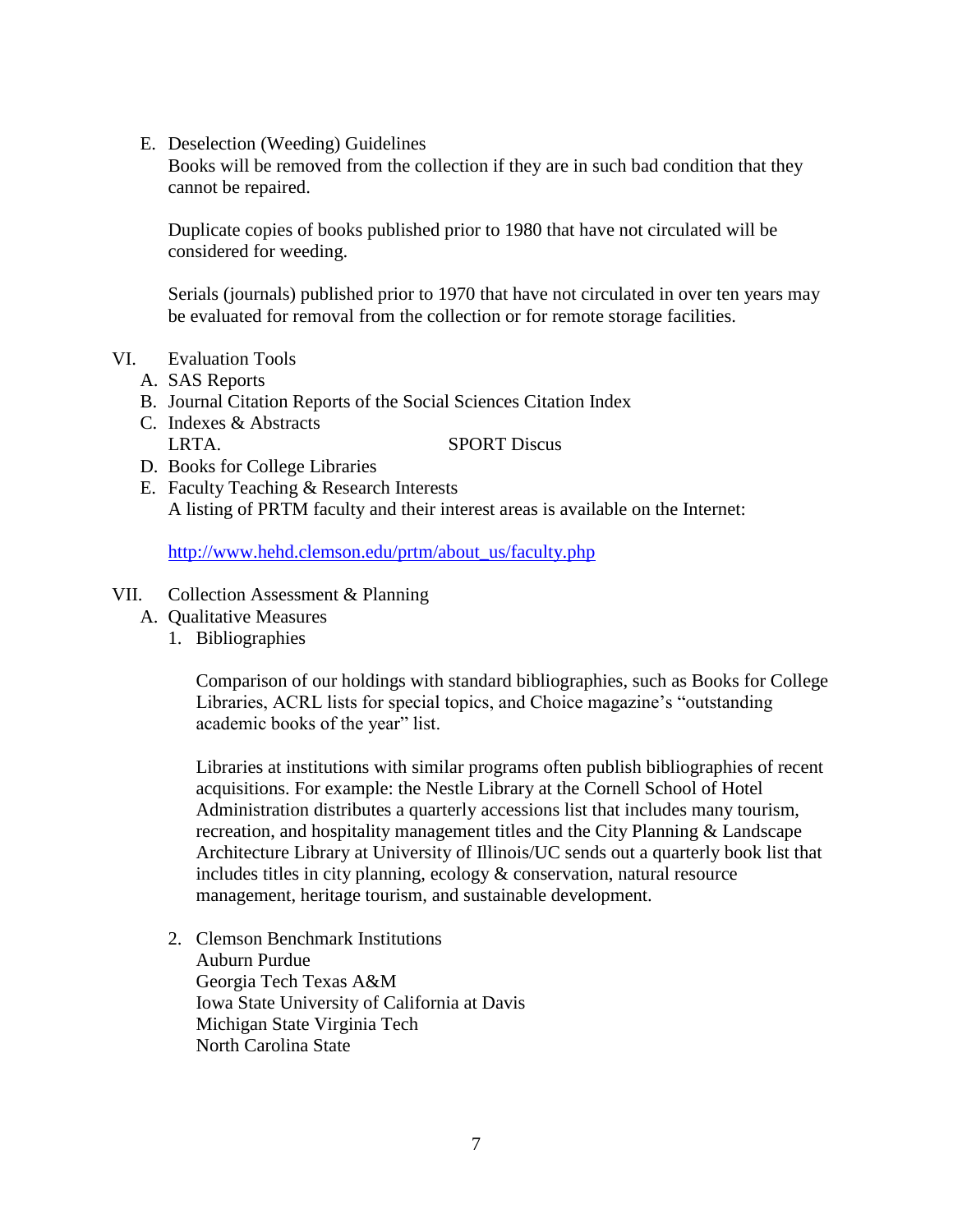E. Deselection (Weeding) Guidelines

Books will be removed from the collection if they are in such bad condition that they cannot be repaired.

Duplicate copies of books published prior to 1980 that have not circulated will be considered for weeding.

Serials (journals) published prior to 1970 that have not circulated in over ten years may be evaluated for removal from the collection or for remote storage facilities.

VI. Evaluation Tools

A. SAS Reports
B. Journal Citation Reports of the Social Sciences Citation Index
C. Indexes & Abstracts
   LRTA. SPORT Discus
D. Books for College Libraries
E. Faculty Teaching & Research Interests
   A listing of PRTM faculty and their interest areas is available on the Internet:

   http://www.hehd.clemson.edu/prtm/about_us/faculty.php

VII. Collection Assessment & Planning

A. Qualitative Measures

1. Bibliographies

   Comparison of our holdings with standard bibliographies, such as Books for College Libraries, ACRL lists for special topics, and Choice magazine's "outstanding academic books of the year" list.

   Libraries at institutions with similar programs often publish bibliographies of recent acquisitions. For example: the Nestle Library at the Cornell School of Hotel Administration distributes a quarterly accessions list that includes many tourism, recreation, and hospitality management titles and the City Planning & Landscape Architecture Library at University of Illinois/UC sends out a quarterly book list that includes titles in city planning, ecology & conservation, natural resource management, heritage tourism, and sustainable development.

2. Clemson Benchmark Institutions
   Auburn Purdue
   Georgia Tech Texas A&M
   Iowa State University of California at Davis
   Michigan State Virginia Tech
   North Carolina State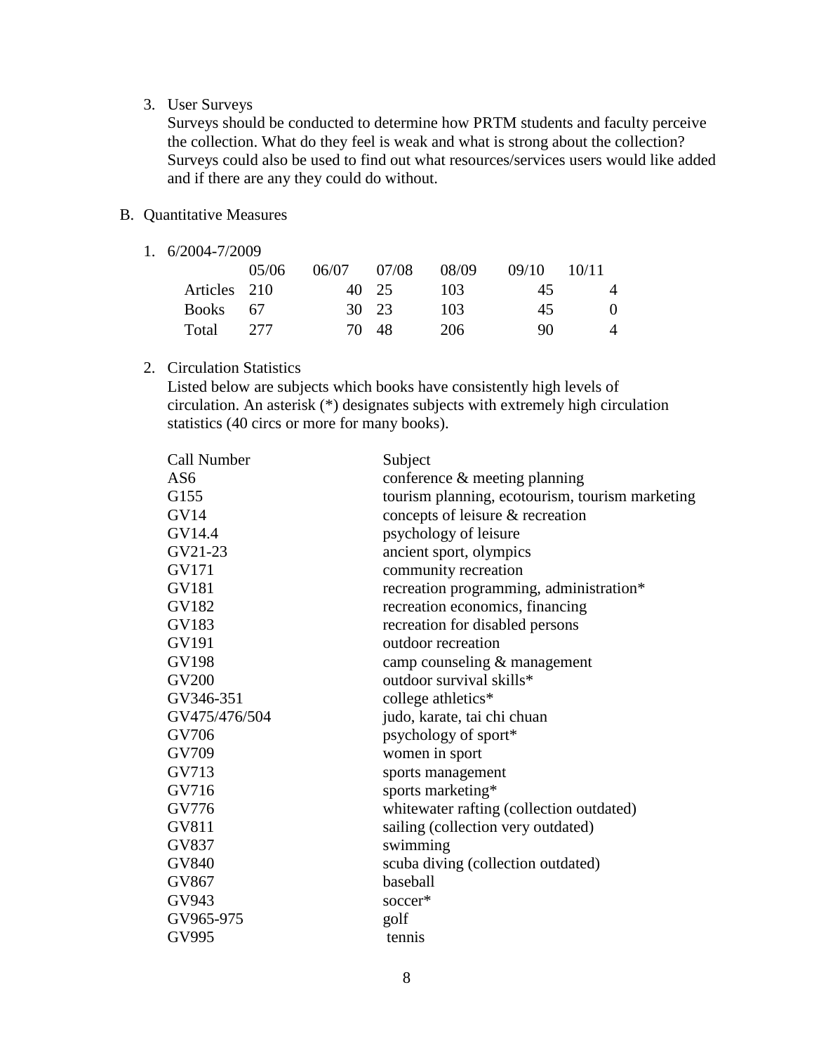3. User Surveys
   Surveys should be conducted to determine how PRTM students and faculty perceive the collection. What do they feel is weak and what is strong about the collection? Surveys could also be used to find out what resources/services users would like added and if there are any they could do without.

B. Quantitative Measures

1. 6/2004-7/2009

| | 05/06 | 06/07 | 07/08 | 08/09 | 09/10 | 10/11 |
|---|---|---|---|---|---|---|
| Articles | 210 | 40 | 25 | 103 | 45 | 4 |
| Books | 67 | 30 | 23 | 103 | 45 | 0 |
| Total | 277 | 70 | 48 | 206 | 90 | 4 |

2. Circulation Statistics
   Listed below are subjects which books have consistently high levels of circulation. An asterisk (*) designates subjects with extremely high circulation statistics (40 circs or more for many books).

| Call Number | Subject |
|---|---|
| AS6 | conference & meeting planning |
| G155 | tourism planning, ecotourism, tourism marketing |
| GV14 | concepts of leisure & recreation |
| GV14.4 | psychology of leisure |
| GV21-23 | ancient sport, olympics |
| GV171 | community recreation |
| GV181 | recreation programming, administration* |
| GV182 | recreation economics, financing |
| GV183 | recreation for disabled persons |
| GV191 | outdoor recreation |
| GV198 | camp counseling & management |
| GV200 | outdoor survival skills* |
| GV346-351 | college athletics* |
| GV475/476/504 | judo, karate, tai chi chuan |
| GV706 | psychology of sport* |
| GV709 | women in sport |
| GV713 | sports management |
| GV716 | sports marketing* |
| GV776 | whitewater rafting (collection outdated) |
| GV811 | sailing (collection very outdated) |
| GV837 | swimming |
| GV840 | scuba diving (collection outdated) |
| GV867 | baseball |
| GV943 | soccer* |
| GV965-975 | golf |
| GV995 | tennis |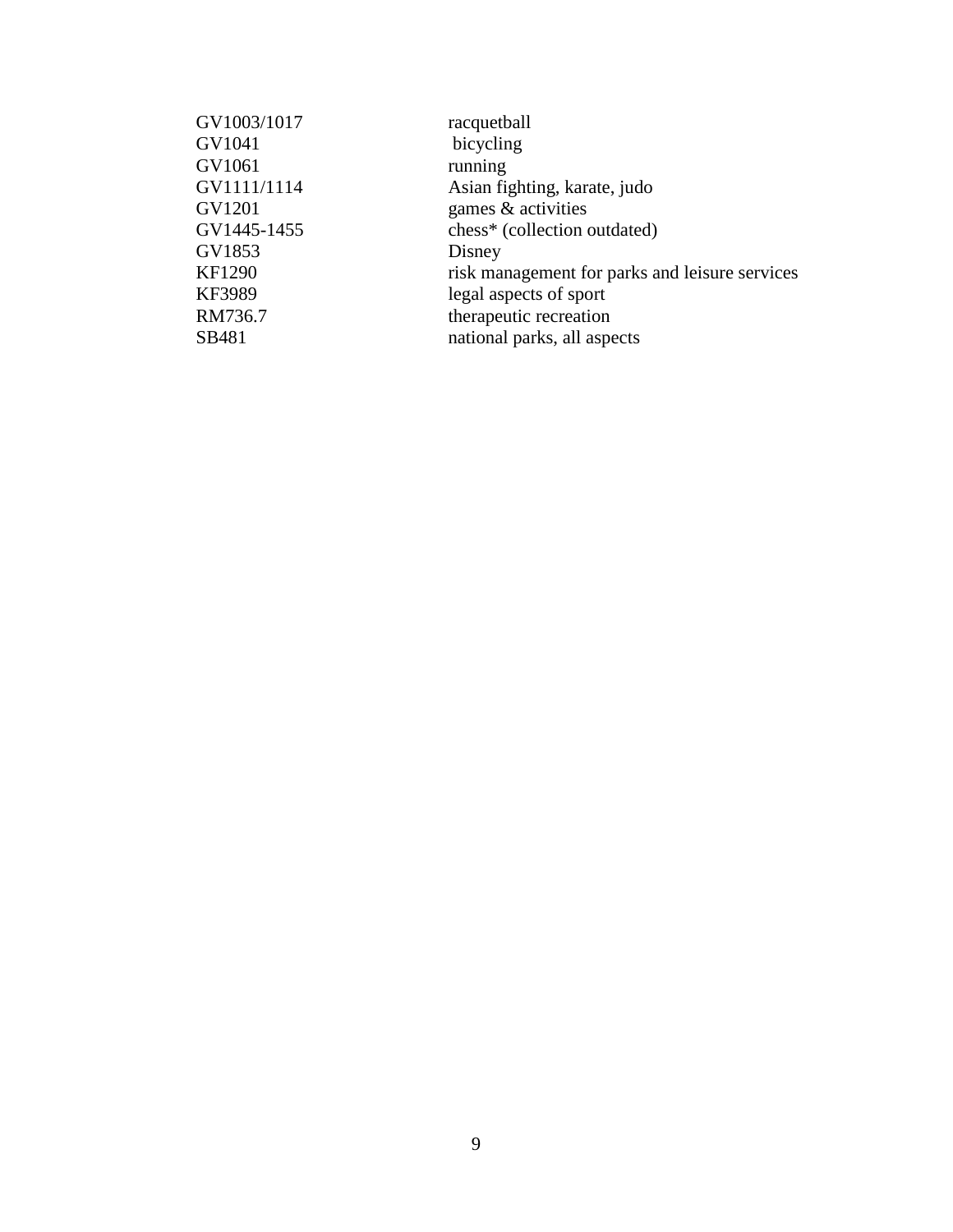| | |
|---|---|
| GV1003/1017 | racquetball |
| GV1041 | bicycling |
| GV1061 | running |
| GV1111/1114 | Asian fighting, karate, judo |
| GV1201 | games & activities |
| GV1445-1455 | chess* (collection outdated) |
| GV1853 | Disney |
| KF1290 | risk management for parks and leisure services |
| KF3989 | legal aspects of sport |
| RM736.7 | therapeutic recreation |
| SB481 | national parks, all aspects |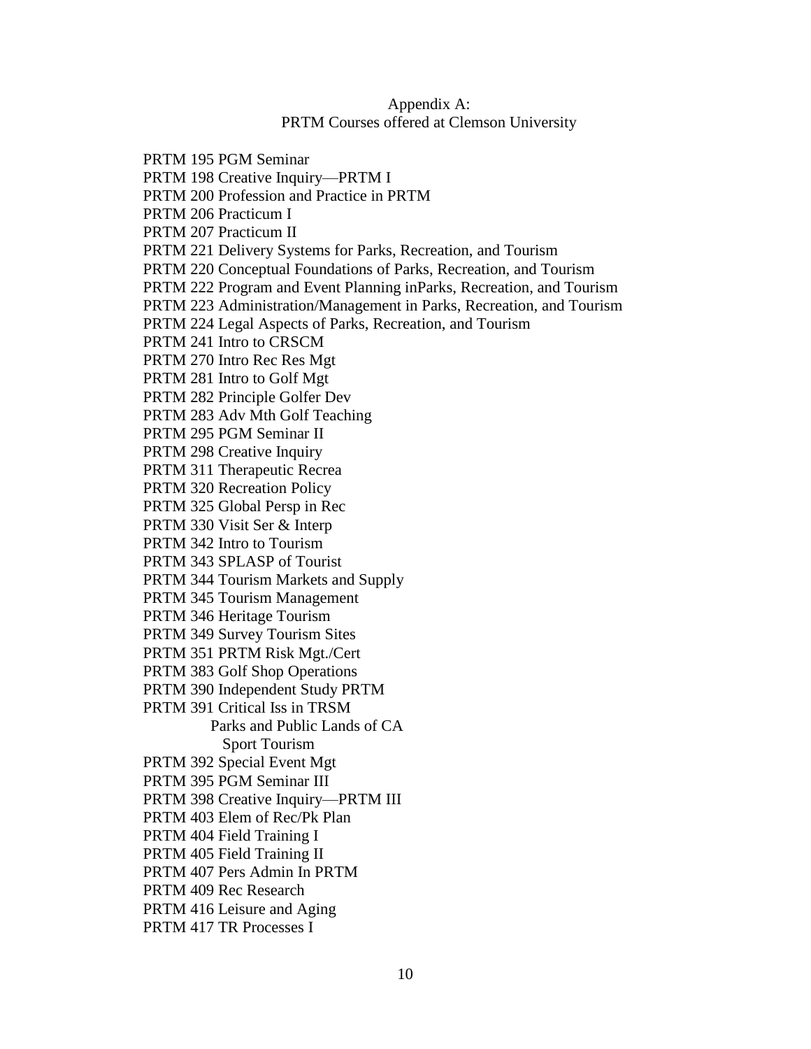# Appendix A:
## PRTM Courses offered at Clemson University

PRTM 195 PGM Seminar
PRTM 198 Creative Inquiry—PRTM I
PRTM 200 Profession and Practice in PRTM
PRTM 206 Practicum I
PRTM 207 Practicum II
PRTM 221 Delivery Systems for Parks, Recreation, and Tourism
PRTM 220 Conceptual Foundations of Parks, Recreation, and Tourism
PRTM 222 Program and Event Planning inParks, Recreation, and Tourism
PRTM 223 Administration/Management in Parks, Recreation, and Tourism
PRTM 224 Legal Aspects of Parks, Recreation, and Tourism
PRTM 241 Intro to CRSCM
PRTM 270 Intro Rec Res Mgt
PRTM 281 Intro to Golf Mgt
PRTM 282 Principle Golfer Dev
PRTM 283 Adv Mth Golf Teaching
PRTM 295 PGM Seminar II
PRTM 298 Creative Inquiry
PRTM 311 Therapeutic Recrea
PRTM 320 Recreation Policy
PRTM 325 Global Persp in Rec
PRTM 330 Visit Ser & Interp
PRTM 342 Intro to Tourism
PRTM 343 SPLASP of Tourist
PRTM 344 Tourism Markets and Supply
PRTM 345 Tourism Management
PRTM 346 Heritage Tourism
PRTM 349 Survey Tourism Sites
PRTM 351 PRTM Risk Mgt./Cert
PRTM 383 Golf Shop Operations
PRTM 390 Independent Study PRTM
PRTM 391 Critical Iss in TRSM
  Parks and Public Lands of CA
  Sport Tourism
PRTM 392 Special Event Mgt
PRTM 395 PGM Seminar III
PRTM 398 Creative Inquiry—PRTM III
PRTM 403 Elem of Rec/Pk Plan
PRTM 404 Field Training I
PRTM 405 Field Training II
PRTM 407 Pers Admin In PRTM
PRTM 409 Rec Research
PRTM 416 Leisure and Aging
PRTM 417 TR Processes I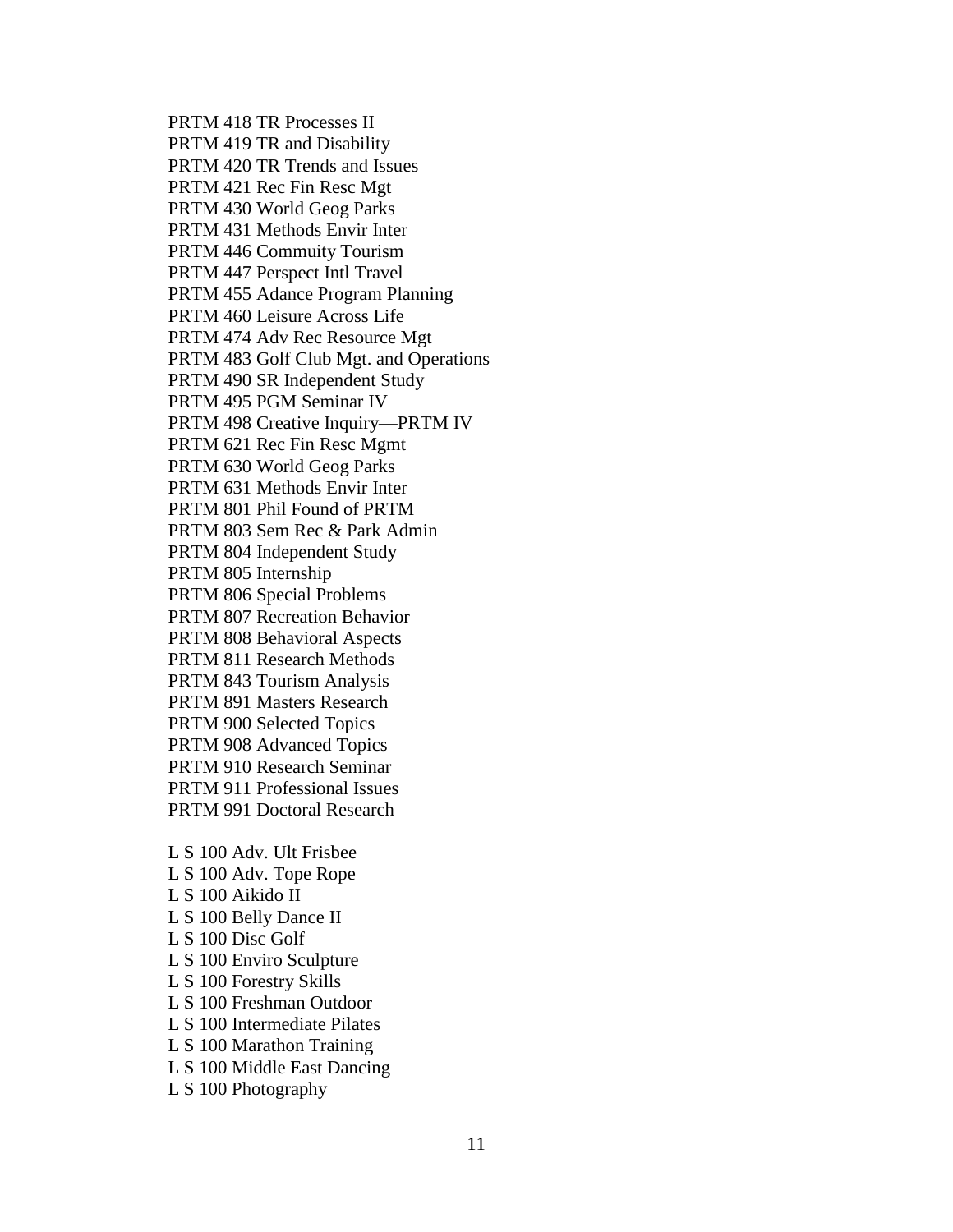PRTM 418 TR Processes II
PRTM 419 TR and Disability
PRTM 420 TR Trends and Issues
PRTM 421 Rec Fin Resc Mgt
PRTM 430 World Geog Parks
PRTM 431 Methods Envir Inter
PRTM 446 Commuity Tourism
PRTM 447 Perspect Intl Travel
PRTM 455 Adance Program Planning
PRTM 460 Leisure Across Life
PRTM 474 Adv Rec Resource Mgt
PRTM 483 Golf Club Mgt. and Operations
PRTM 490 SR Independent Study
PRTM 495 PGM Seminar IV
PRTM 498 Creative Inquiry—PRTM IV
PRTM 621 Rec Fin Resc Mgmt
PRTM 630 World Geog Parks
PRTM 631 Methods Envir Inter
PRTM 801 Phil Found of PRTM
PRTM 803 Sem Rec & Park Admin
PRTM 804 Independent Study
PRTM 805 Internship
PRTM 806 Special Problems
PRTM 807 Recreation Behavior
PRTM 808 Behavioral Aspects
PRTM 811 Research Methods
PRTM 843 Tourism Analysis
PRTM 891 Masters Research
PRTM 900 Selected Topics
PRTM 908 Advanced Topics
PRTM 910 Research Seminar
PRTM 911 Professional Issues
PRTM 991 Doctoral Research

L S 100 Adv. Ult Frisbee
L S 100 Adv. Tope Rope
L S 100 Aikido II
L S 100 Belly Dance II
L S 100 Disc Golf
L S 100 Enviro Sculpture
L S 100 Forestry Skills
L S 100 Freshman Outdoor
L S 100 Intermediate Pilates
L S 100 Marathon Training
L S 100 Middle East Dancing
L S 100 Photography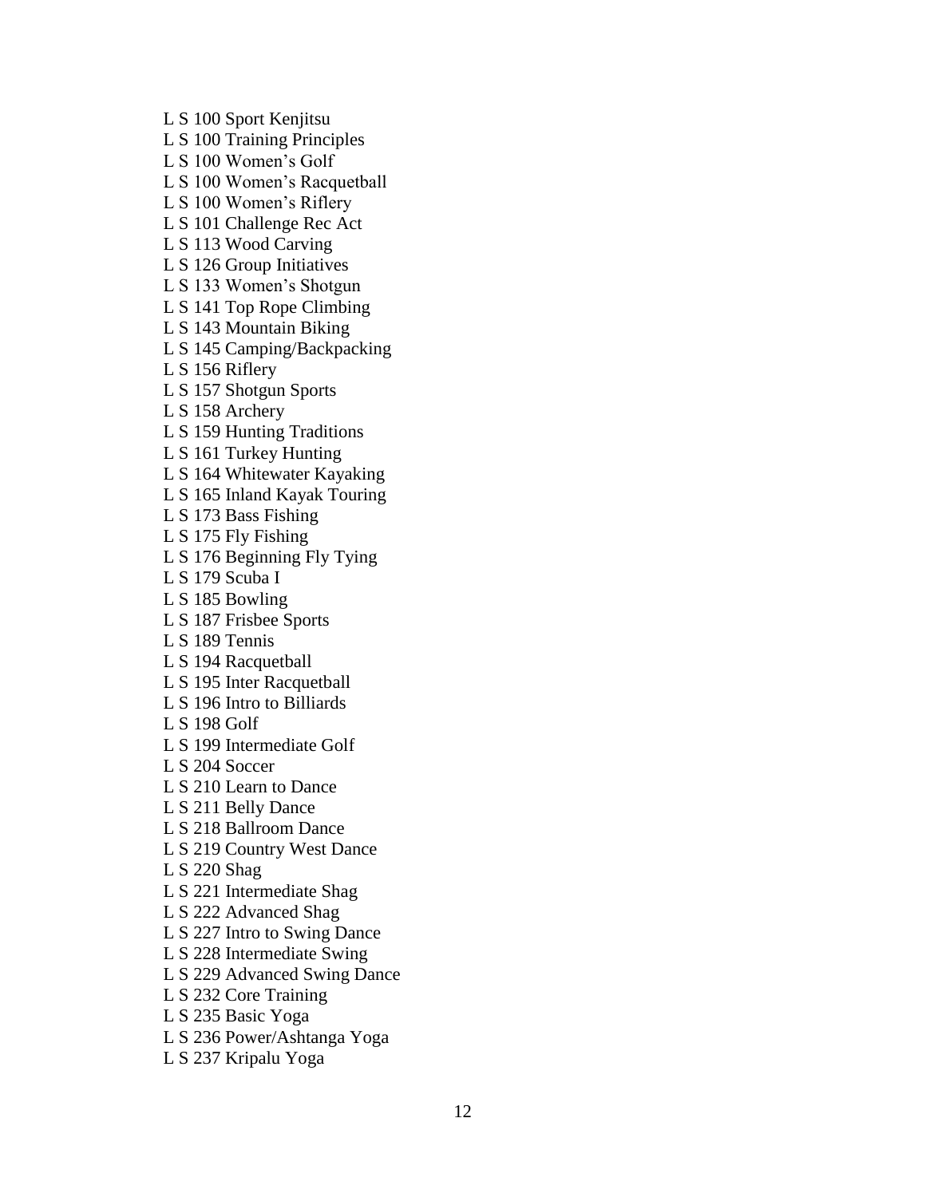L S 100 Sport Kenjitsu
L S 100 Training Principles
L S 100 Women's Golf
L S 100 Women's Racquetball
L S 100 Women's Riflery
L S 101 Challenge Rec Act
L S 113 Wood Carving
L S 126 Group Initiatives
L S 133 Women's Shotgun
L S 141 Top Rope Climbing
L S 143 Mountain Biking
L S 145 Camping/Backpacking
L S 156 Riflery
L S 157 Shotgun Sports
L S 158 Archery
L S 159 Hunting Traditions
L S 161 Turkey Hunting
L S 164 Whitewater Kayaking
L S 165 Inland Kayak Touring
L S 173 Bass Fishing
L S 175 Fly Fishing
L S 176 Beginning Fly Tying
L S 179 Scuba I
L S 185 Bowling
L S 187 Frisbee Sports
L S 189 Tennis
L S 194 Racquetball
L S 195 Inter Racquetball
L S 196 Intro to Billiards
L S 198 Golf
L S 199 Intermediate Golf
L S 204 Soccer
L S 210 Learn to Dance
L S 211 Belly Dance
L S 218 Ballroom Dance
L S 219 Country West Dance
L S 220 Shag
L S 221 Intermediate Shag
L S 222 Advanced Shag
L S 227 Intro to Swing Dance
L S 228 Intermediate Swing
L S 229 Advanced Swing Dance
L S 232 Core Training
L S 235 Basic Yoga
L S 236 Power/Ashtanga Yoga
L S 237 Kripalu Yoga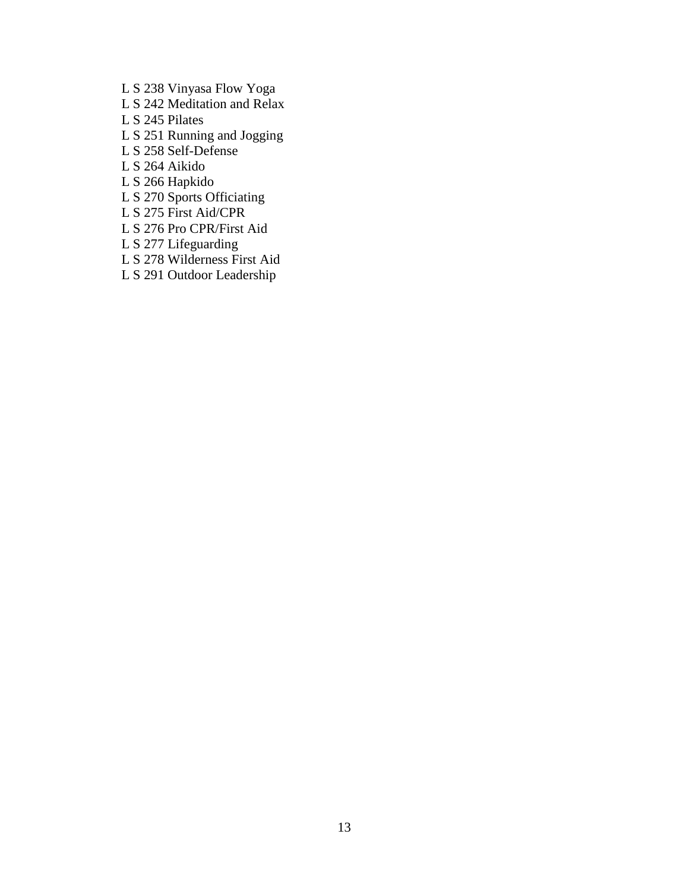L S 238 Vinyasa Flow Yoga
L S 242 Meditation and Relax
L S 245 Pilates
L S 251 Running and Jogging
L S 258 Self-Defense
L S 264 Aikido
L S 266 Hapkido
L S 270 Sports Officiating
L S 275 First Aid/CPR
L S 276 Pro CPR/First Aid
L S 277 Lifeguarding
L S 278 Wilderness First Aid
L S 291 Outdoor Leadership